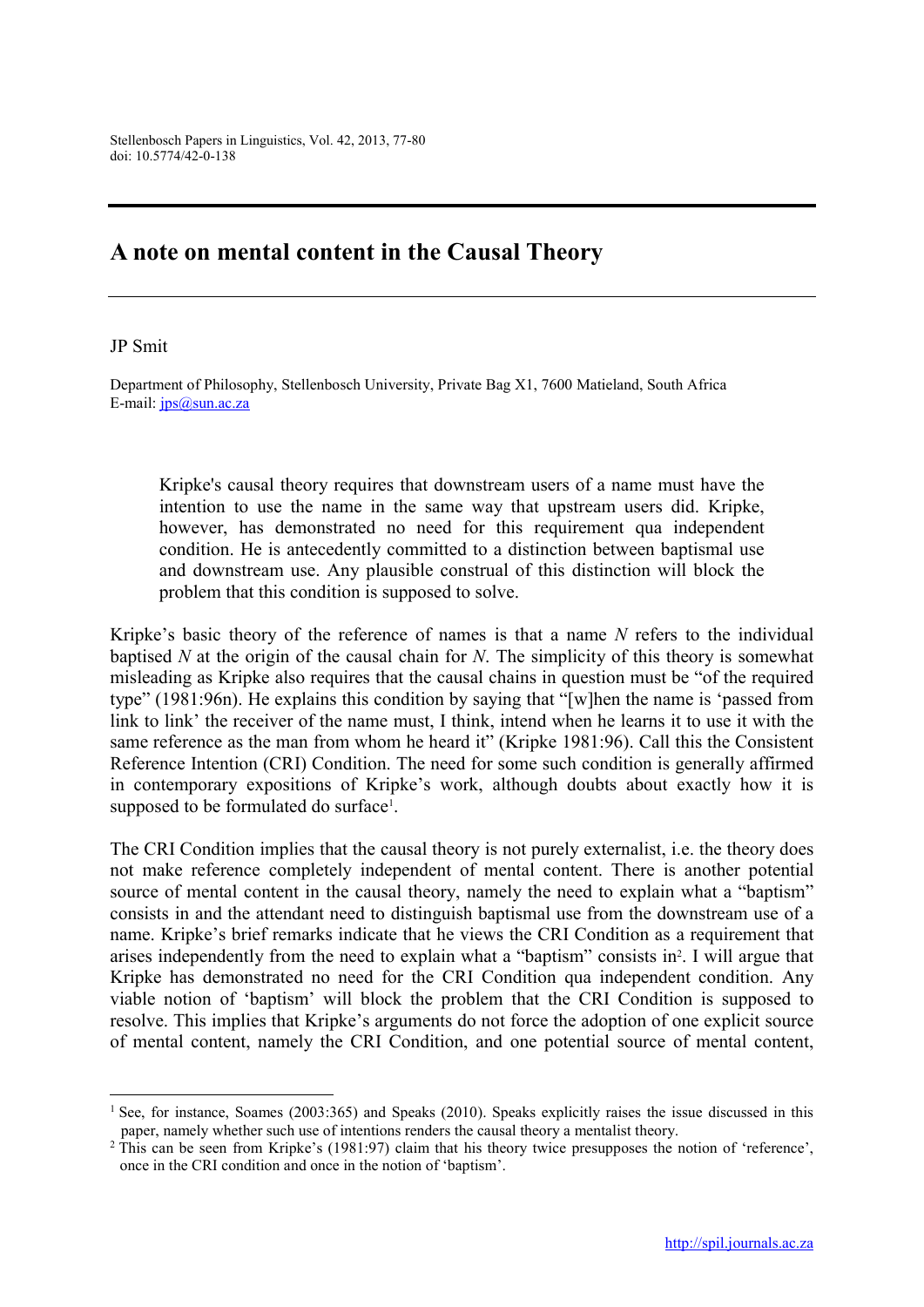# A note on mental content in the Causal Theory

JP Smit

Department of Philosophy, Stellenbosch University, Private Bag X1, 7600 Matieland, South Africa
E-mail: jps@sun.ac.za

> Kripke's causal theory requires that downstream users of a name must have the intention to use the name in the same way that upstream users did. Kripke, however, has demonstrated no need for this requirement qua independent condition. He is antecedently committed to a distinction between baptismal use and downstream use. Any plausible construal of this distinction will block the problem that this condition is supposed to solve.

Kripke's basic theory of the reference of names is that a name *N* refers to the individual baptised *N* at the origin of the causal chain for *N*. The simplicity of this theory is somewhat misleading as Kripke also requires that the causal chains in question must be "of the required type" (1981:96n). He explains this condition by saying that "[w]hen the name is 'passed from link to link' the receiver of the name must, I think, intend when he learns it to use it with the same reference as the man from whom he heard it" (Kripke 1981:96). Call this the Consistent Reference Intention (CRI) Condition. The need for some such condition is generally affirmed in contemporary expositions of Kripke's work, although doubts about exactly how it is supposed to be formulated do surface[1].

The CRI Condition implies that the causal theory is not purely externalist, i.e. the theory does not make reference completely independent of mental content. There is another potential source of mental content in the causal theory, namely the need to explain what a "baptism" consists in and the attendant need to distinguish baptismal use from the downstream use of a name. Kripke's brief remarks indicate that he views the CRI Condition as a requirement that arises independently from the need to explain what a "baptism" consists in[2]. I will argue that Kripke has demonstrated no need for the CRI Condition qua independent condition. Any viable notion of 'baptism' will block the problem that the CRI Condition is supposed to resolve. This implies that Kripke's arguments do not force the adoption of one explicit source of mental content, namely the CRI Condition, and one potential source of mental content,

---

[1] See, for instance, Soames (2003:365) and Speaks (2010). Speaks explicitly raises the issue discussed in this paper, namely whether such use of intentions renders the causal theory a mentalist theory.

[2] This can be seen from Kripke's (1981:97) claim that his theory twice presupposes the notion of 'reference', once in the CRI condition and once in the notion of 'baptism'.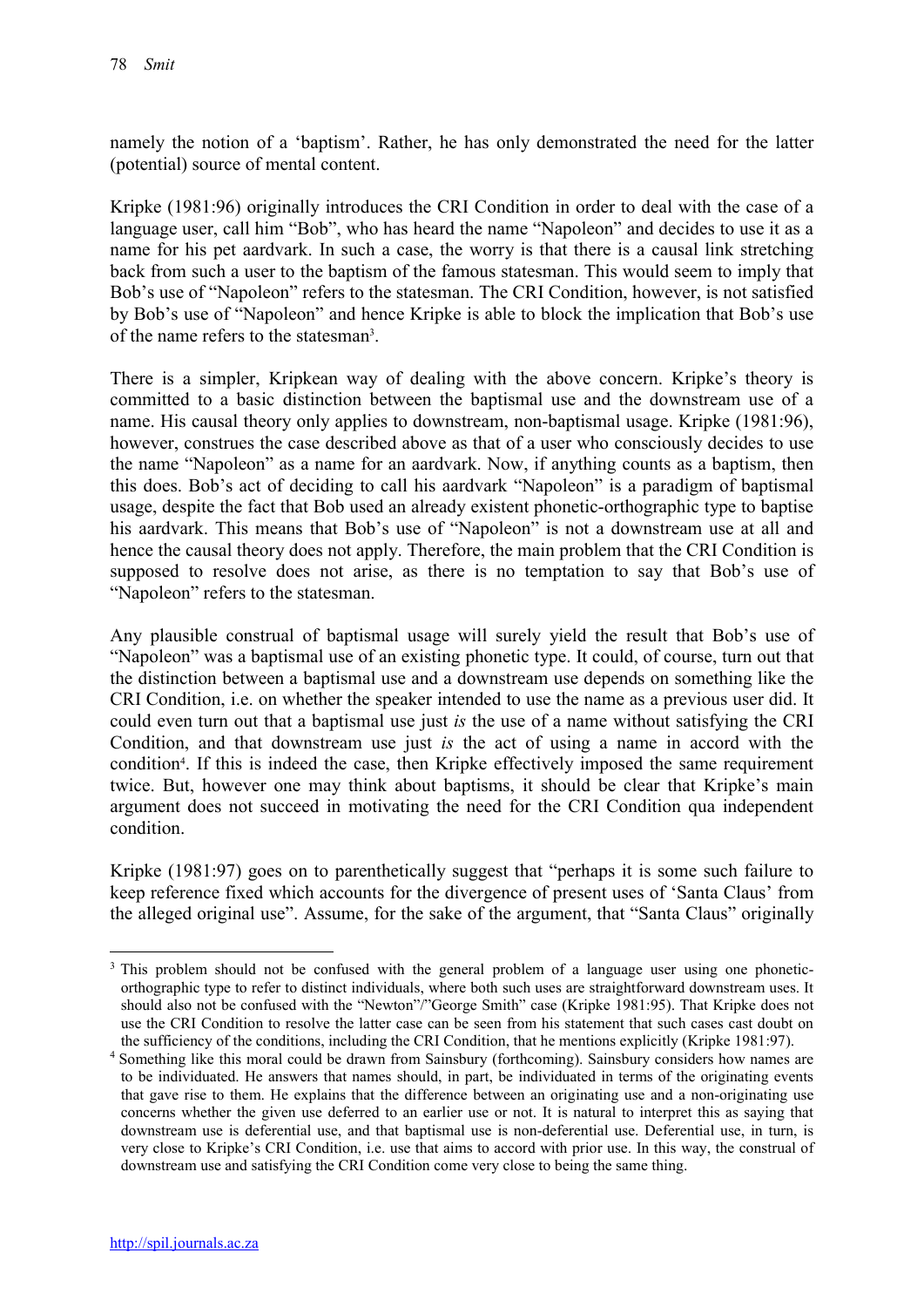namely the notion of a 'baptism'. Rather, he has only demonstrated the need for the latter (potential) source of mental content.

Kripke (1981:96) originally introduces the CRI Condition in order to deal with the case of a language user, call him "Bob", who has heard the name "Napoleon" and decides to use it as a name for his pet aardvark. In such a case, the worry is that there is a causal link stretching back from such a user to the baptism of the famous statesman. This would seem to imply that Bob's use of "Napoleon" refers to the statesman. The CRI Condition, however, is not satisfied by Bob's use of "Napoleon" and hence Kripke is able to block the implication that Bob's use of the name refers to the statesman[3].

There is a simpler, Kripkean way of dealing with the above concern. Kripke's theory is committed to a basic distinction between the baptismal use and the downstream use of a name. His causal theory only applies to downstream, non-baptismal usage. Kripke (1981:96), however, construes the case described above as that of a user who consciously decides to use the name "Napoleon" as a name for an aardvark. Now, if anything counts as a baptism, then this does. Bob's act of deciding to call his aardvark "Napoleon" is a paradigm of baptismal usage, despite the fact that Bob used an already existent phonetic-orthographic type to baptise his aardvark. This means that Bob's use of "Napoleon" is not a downstream use at all and hence the causal theory does not apply. Therefore, the main problem that the CRI Condition is supposed to resolve does not arise, as there is no temptation to say that Bob's use of "Napoleon" refers to the statesman.

Any plausible construal of baptismal usage will surely yield the result that Bob's use of "Napoleon" was a baptismal use of an existing phonetic type. It could, of course, turn out that the distinction between a baptismal use and a downstream use depends on something like the CRI Condition, i.e. on whether the speaker intended to use the name as a previous user did. It could even turn out that a baptismal use just *is* the use of a name without satisfying the CRI Condition, and that downstream use just *is* the act of using a name in accord with the condition[4]. If this is indeed the case, then Kripke effectively imposed the same requirement twice. But, however one may think about baptisms, it should be clear that Kripke's main argument does not succeed in motivating the need for the CRI Condition qua independent condition.

Kripke (1981:97) goes on to parenthetically suggest that "perhaps it is some such failure to keep reference fixed which accounts for the divergence of present uses of 'Santa Claus' from the alleged original use". Assume, for the sake of the argument, that "Santa Claus" originally

---

[3] This problem should not be confused with the general problem of a language user using one phonetic-orthographic type to refer to distinct individuals, where both such uses are straightforward downstream uses. It should also not be confused with the "Newton"/"George Smith" case (Kripke 1981:95). That Kripke does not use the CRI Condition to resolve the latter case can be seen from his statement that such cases cast doubt on the sufficiency of the conditions, including the CRI Condition, that he mentions explicitly (Kripke 1981:97).

[4] Something like this moral could be drawn from Sainsbury (forthcoming). Sainsbury considers how names are to be individuated. He answers that names should, in part, be individuated in terms of the originating events that gave rise to them. He explains that the difference between an originating use and a non-originating use concerns whether the given use deferred to an earlier use or not. It is natural to interpret this as saying that downstream use is deferential use, and that baptismal use is non-deferential use. Deferential use, in turn, is very close to Kripke's CRI Condition, i.e. use that aims to accord with prior use. In this way, the construal of downstream use and satisfying the CRI Condition come very close to being the same thing.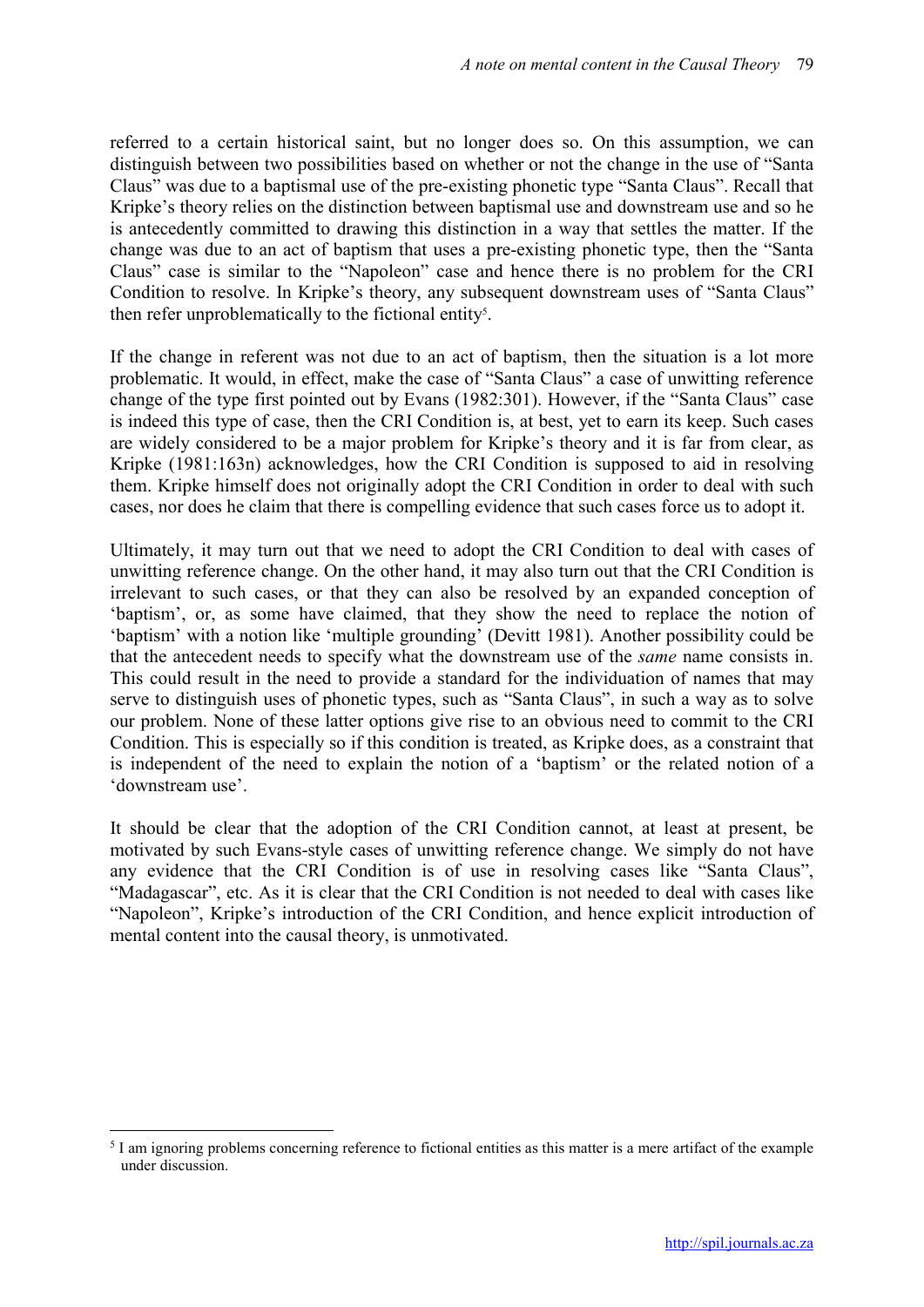referred to a certain historical saint, but no longer does so. On this assumption, we can distinguish between two possibilities based on whether or not the change in the use of "Santa Claus" was due to a baptismal use of the pre-existing phonetic type "Santa Claus". Recall that Kripke's theory relies on the distinction between baptismal use and downstream use and so he is antecedently committed to drawing this distinction in a way that settles the matter. If the change was due to an act of baptism that uses a pre-existing phonetic type, then the "Santa Claus" case is similar to the "Napoleon" case and hence there is no problem for the CRI Condition to resolve. In Kripke's theory, any subsequent downstream uses of "Santa Claus" then refer unproblematically to the fictional entity[5].

If the change in referent was not due to an act of baptism, then the situation is a lot more problematic. It would, in effect, make the case of "Santa Claus" a case of unwitting reference change of the type first pointed out by Evans (1982:301). However, if the "Santa Claus" case is indeed this type of case, then the CRI Condition is, at best, yet to earn its keep. Such cases are widely considered to be a major problem for Kripke's theory and it is far from clear, as Kripke (1981:163n) acknowledges, how the CRI Condition is supposed to aid in resolving them. Kripke himself does not originally adopt the CRI Condition in order to deal with such cases, nor does he claim that there is compelling evidence that such cases force us to adopt it.

Ultimately, it may turn out that we need to adopt the CRI Condition to deal with cases of unwitting reference change. On the other hand, it may also turn out that the CRI Condition is irrelevant to such cases, or that they can also be resolved by an expanded conception of 'baptism', or, as some have claimed, that they show the need to replace the notion of 'baptism' with a notion like 'multiple grounding' (Devitt 1981). Another possibility could be that the antecedent needs to specify what the downstream use of the *same* name consists in. This could result in the need to provide a standard for the individuation of names that may serve to distinguish uses of phonetic types, such as "Santa Claus", in such a way as to solve our problem. None of these latter options give rise to an obvious need to commit to the CRI Condition. This is especially so if this condition is treated, as Kripke does, as a constraint that is independent of the need to explain the notion of a 'baptism' or the related notion of a 'downstream use'.

It should be clear that the adoption of the CRI Condition cannot, at least at present, be motivated by such Evans-style cases of unwitting reference change. We simply do not have any evidence that the CRI Condition is of use in resolving cases like "Santa Claus", "Madagascar", etc. As it is clear that the CRI Condition is not needed to deal with cases like "Napoleon", Kripke's introduction of the CRI Condition, and hence explicit introduction of mental content into the causal theory, is unmotivated.

---

[5] I am ignoring problems concerning reference to fictional entities as this matter is a mere artifact of the example under discussion.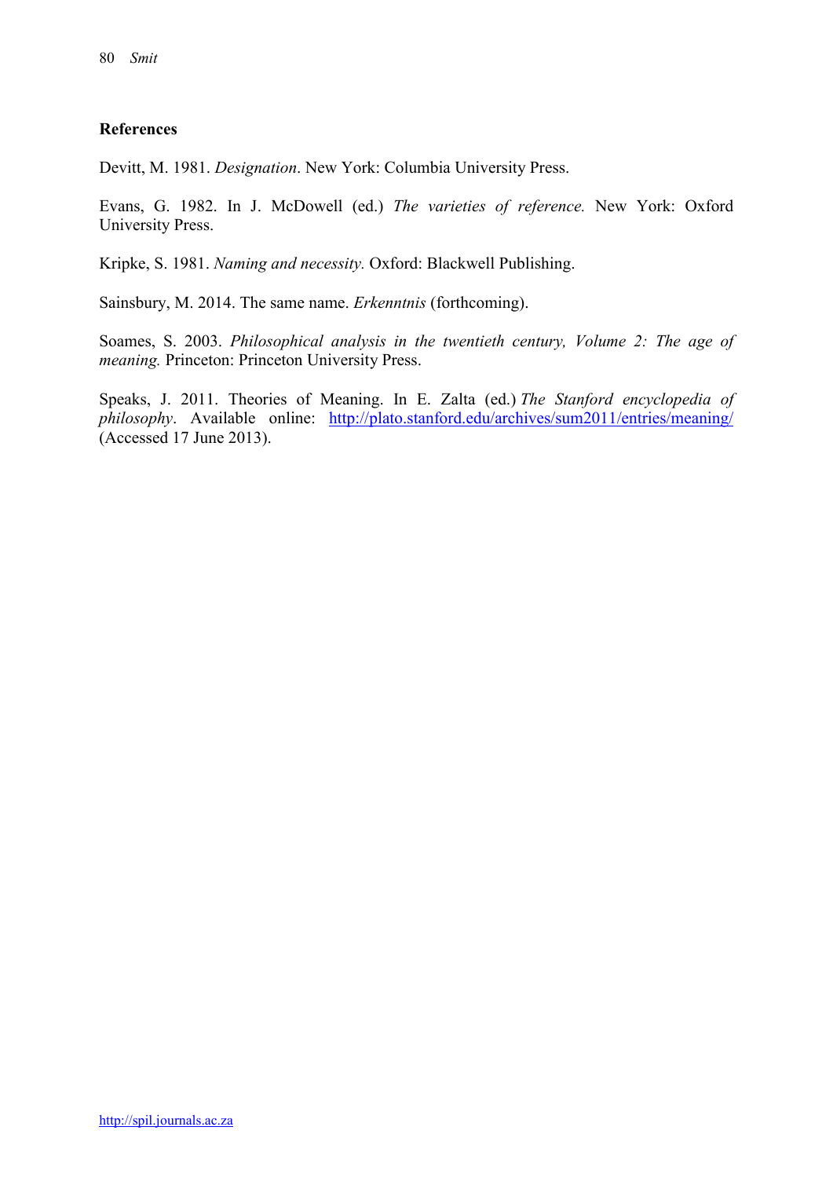## References

Devitt, M. 1981. *Designation*. New York: Columbia University Press.

Evans, G. 1982. In J. McDowell (ed.) *The varieties of reference.* New York: Oxford University Press.

Kripke, S. 1981. *Naming and necessity.* Oxford: Blackwell Publishing.

Sainsbury, M. 2014. The same name. *Erkenntnis* (forthcoming).

Soames, S. 2003. *Philosophical analysis in the twentieth century, Volume 2: The age of meaning.* Princeton: Princeton University Press.

Speaks, J. 2011. Theories of Meaning. In E. Zalta (ed.) *The Stanford encyclopedia of philosophy*. Available online: http://plato.stanford.edu/archives/sum2011/entries/meaning/ (Accessed 17 June 2013).